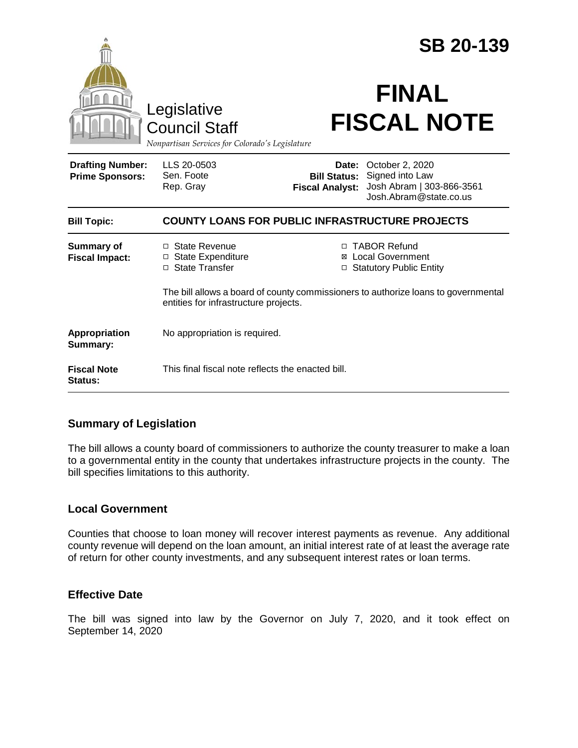# SB 20-139

Legislative Council Staff

*Nonpartisan Services for Colorado's Legislature*

# FINAL FISCAL NOTE

| | | | |
|---|---|---|---|
| **Drafting Number:** | LLS 20-0503 | **Date:** | October 2, 2020 |
| **Prime Sponsors:** | Sen. Foote<br>Rep. Gray | **Bill Status:** | Signed into Law |
| | | **Fiscal Analyst:** | Josh Abram \| 303-866-3561<br>Josh.Abram@state.co.us |

| | |
|---|---|
| **Bill Topic:** | **COUNTY LOANS FOR PUBLIC INFRASTRUCTURE PROJECTS** |
| **Summary of Fiscal Impact:** | ☐ State Revenue<br>☐ State Expenditure<br>☐ State Transfer<br>☐ TABOR Refund<br>☒ Local Government<br>☐ Statutory Public Entity<br><br>The bill allows a board of county commissioners to authorize loans to governmental entities for infrastructure projects. |
| **Appropriation Summary:** | No appropriation is required. |
| **Fiscal Note Status:** | This final fiscal note reflects the enacted bill. |

## Summary of Legislation

The bill allows a county board of commissioners to authorize the county treasurer to make a loan to a governmental entity in the county that undertakes infrastructure projects in the county. The bill specifies limitations to this authority.

## Local Government

Counties that choose to loan money will recover interest payments as revenue. Any additional county revenue will depend on the loan amount, an initial interest rate of at least the average rate of return for other county investments, and any subsequent interest rates or loan terms.

## Effective Date

The bill was signed into law by the Governor on July 7, 2020, and it took effect on September 14, 2020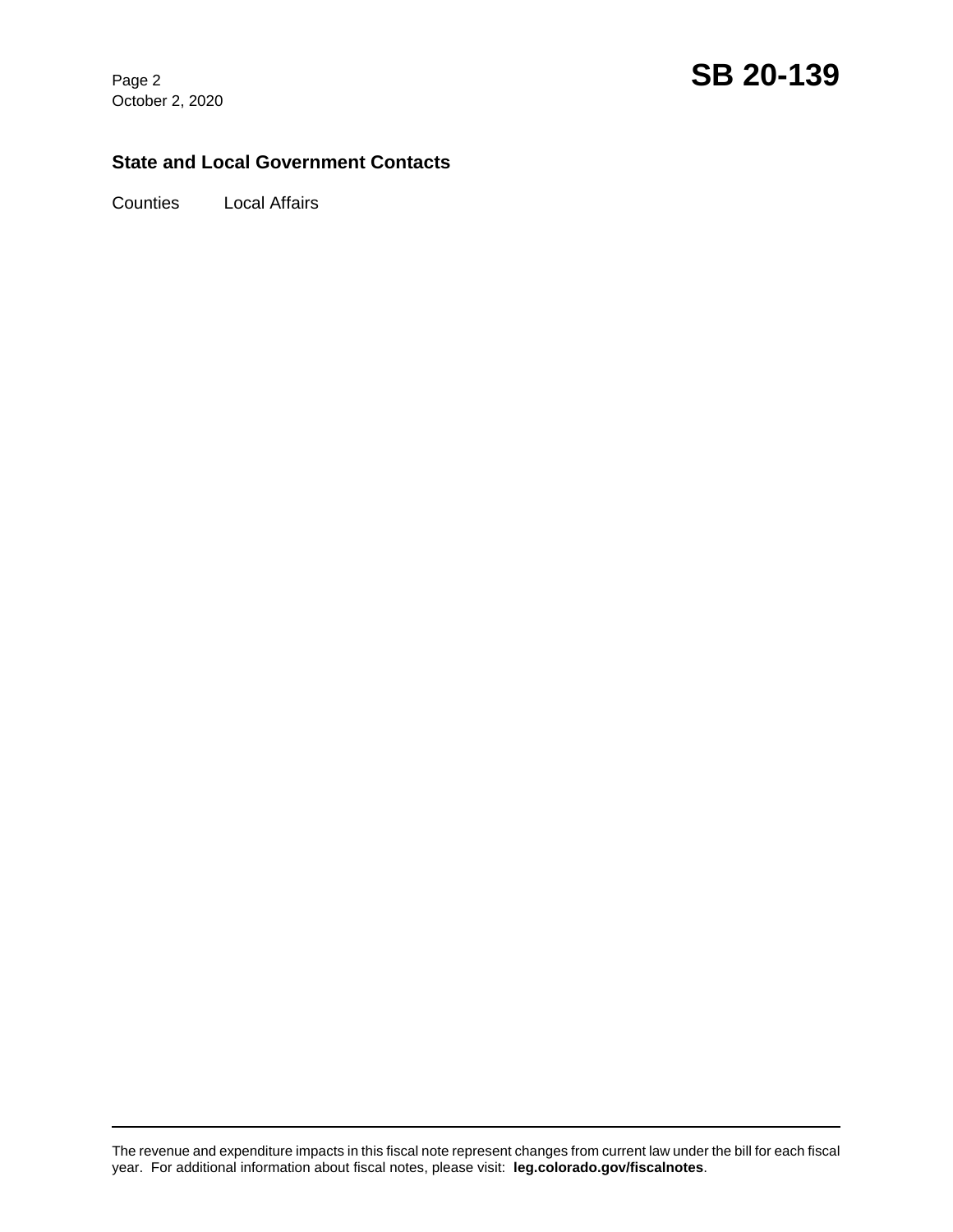## State and Local Government Contacts

Counties Local Affairs

The revenue and expenditure impacts in this fiscal note represent changes from current law under the bill for each fiscal year. For additional information about fiscal notes, please visit: **leg.colorado.gov/fiscalnotes**.